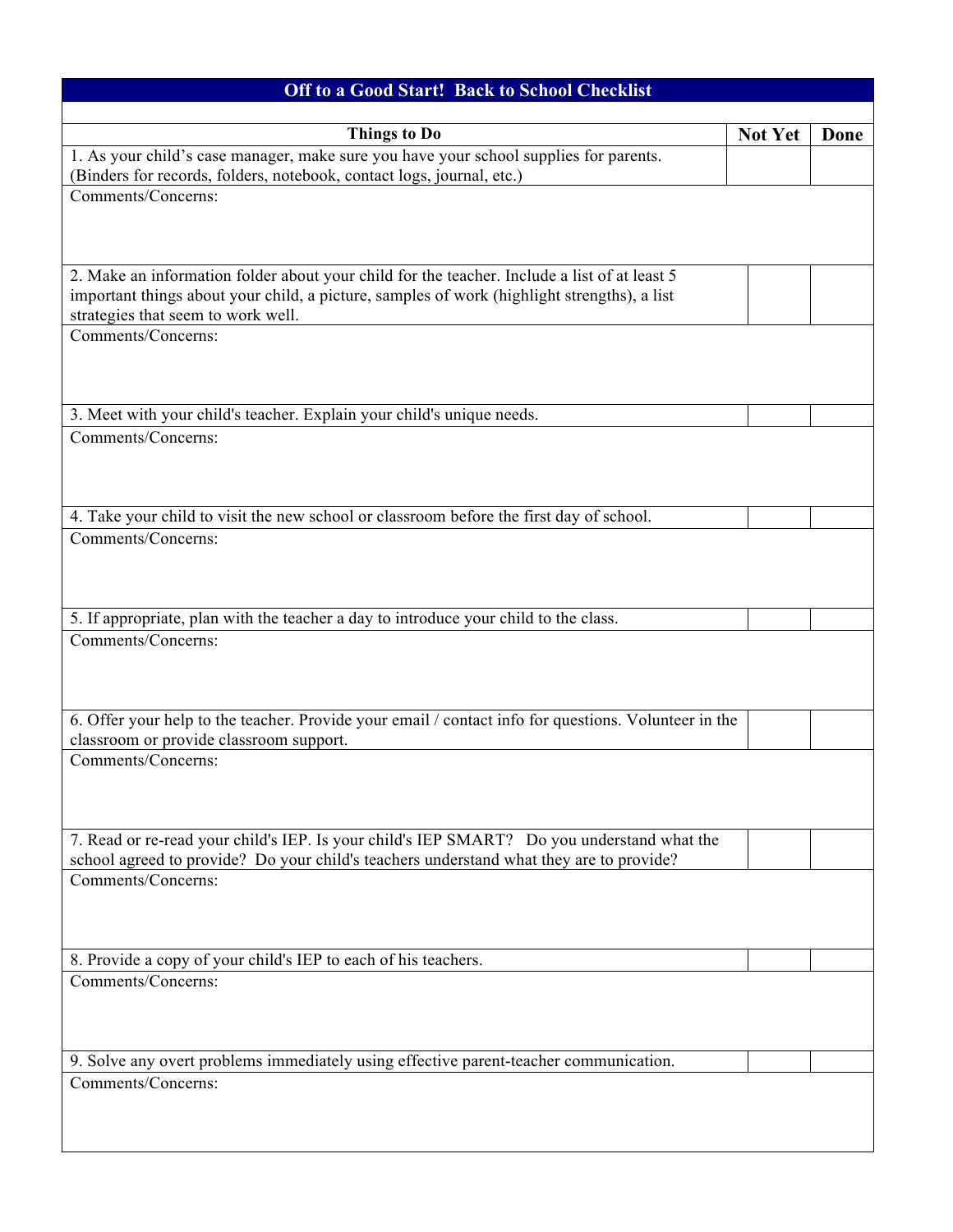# Off to a Good Start!  Back to School Checklist

| Things to Do | Not Yet | Done |
|---|---|---|
| 1. As your child's case manager, make sure you have your school supplies for parents. (Binders for records, folders, notebook, contact logs, journal, etc.) | | |
| Comments/Concerns: | | |
| 2. Make an information folder about your child for the teacher. Include a list of at least 5 important things about your child, a picture, samples of work (highlight strengths), a list strategies that seem to work well. | | |
| Comments/Concerns: | | |
| 3. Meet with your child's teacher. Explain your child's unique needs. | | |
| Comments/Concerns: | | |
| 4. Take your child to visit the new school or classroom before the first day of school. | | |
| Comments/Concerns: | | |
| 5. If appropriate, plan with the teacher a day to introduce your child to the class. | | |
| Comments/Concerns: | | |
| 6. Offer your help to the teacher. Provide your email / contact info for questions. Volunteer in the classroom or provide classroom support. | | |
| Comments/Concerns: | | |
| 7. Read or re-read your child's IEP. Is your child's IEP SMART?  Do you understand what the school agreed to provide?  Do your child's teachers understand what they are to provide? | | |
| Comments/Concerns: | | |
| 8. Provide a copy of your child's IEP to each of his teachers. | | |
| Comments/Concerns: | | |
| 9. Solve any overt problems immediately using effective parent-teacher communication. | | |
| Comments/Concerns: | | |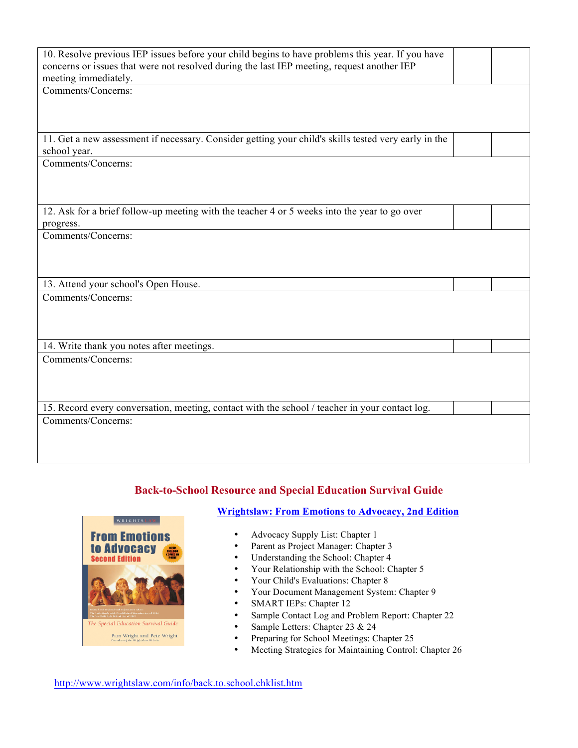| | | |
|---|---|---|
| 10. Resolve previous IEP issues before your child begins to have problems this year. If you have concerns or issues that were not resolved during the last IEP meeting, request another IEP meeting immediately. | | |
| Comments/Concerns: | | |
| 11. Get a new assessment if necessary. Consider getting your child's skills tested very early in the school year. | | |
| Comments/Concerns: | | |
| 12. Ask for a brief follow-up meeting with the teacher 4 or 5 weeks into the year to go over progress. | | |
| Comments/Concerns: | | |
| 13. Attend your school's Open House. | | |
| Comments/Concerns: | | |
| 14. Write thank you notes after meetings. | | |
| Comments/Concerns: | | |
| 15. Record every conversation, meeting, contact with the school / teacher in your contact log. | | |
| Comments/Concerns: | | |

## Back-to-School Resource and Special Education Survival Guide

**[Wrightslaw: From Emotions to Advocacy, 2nd Edition](http://www.wrightslaw.com/info/back.to.school.chklist.htm)**

- Advocacy Supply List: Chapter 1
- Parent as Project Manager: Chapter 3
- Understanding the School: Chapter 4
- Your Relationship with the School: Chapter 5
- Your Child's Evaluations: Chapter 8
- Your Document Management System: Chapter 9
- SMART IEPs: Chapter 12
- Sample Contact Log and Problem Report: Chapter 22
- Sample Letters: Chapter 23 & 24
- Preparing for School Meetings: Chapter 25
- Meeting Strategies for Maintaining Control: Chapter 26

http://www.wrightslaw.com/info/back.to.school.chklist.htm